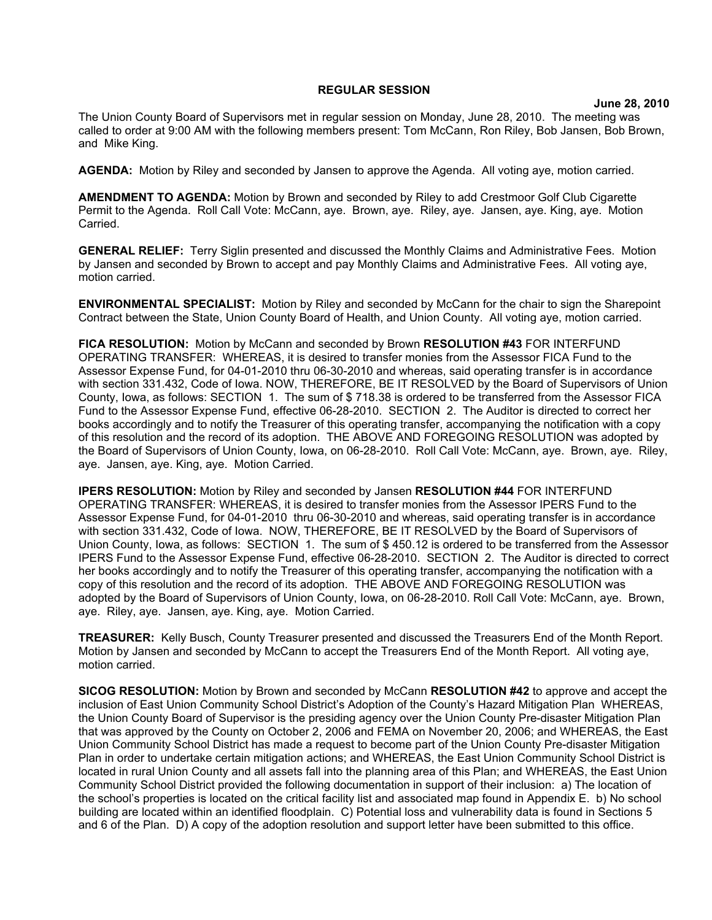**REGULAR SESSION**

**June 28, 2010**

The Union County Board of Supervisors met in regular session on Monday, June 28, 2010. The meeting was called to order at 9:00 AM with the following members present: Tom McCann, Ron Riley, Bob Jansen, Bob Brown, and Mike King.

**AGENDA:** Motion by Riley and seconded by Jansen to approve the Agenda. All voting aye, motion carried.

**AMENDMENT TO AGENDA:** Motion by Brown and seconded by Riley to add Crestmoor Golf Club Cigarette Permit to the Agenda. Roll Call Vote: McCann, aye. Brown, aye. Riley, aye. Jansen, aye. King, aye. Motion Carried.

**GENERAL RELIEF:** Terry Siglin presented and discussed the Monthly Claims and Administrative Fees. Motion by Jansen and seconded by Brown to accept and pay Monthly Claims and Administrative Fees. All voting aye, motion carried.

**ENVIRONMENTAL SPECIALIST:** Motion by Riley and seconded by McCann for the chair to sign the Sharepoint Contract between the State, Union County Board of Health, and Union County. All voting aye, motion carried.

**FICA RESOLUTION:** Motion by McCann and seconded by Brown **RESOLUTION #43** FOR INTERFUND OPERATING TRANSFER: WHEREAS, it is desired to transfer monies from the Assessor FICA Fund to the Assessor Expense Fund, for 04-01-2010 thru 06-30-2010 and whereas, said operating transfer is in accordance with section 331.432, Code of Iowa. NOW, THEREFORE, BE IT RESOLVED by the Board of Supervisors of Union County, Iowa, as follows: SECTION 1. The sum of $ 718.38 is ordered to be transferred from the Assessor FICA Fund to the Assessor Expense Fund, effective 06-28-2010. SECTION 2. The Auditor is directed to correct her books accordingly and to notify the Treasurer of this operating transfer, accompanying the notification with a copy of this resolution and the record of its adoption. THE ABOVE AND FOREGOING RESOLUTION was adopted by the Board of Supervisors of Union County, Iowa, on 06-28-2010. Roll Call Vote: McCann, aye. Brown, aye. Riley, aye. Jansen, aye. King, aye. Motion Carried.

**IPERS RESOLUTION:** Motion by Riley and seconded by Jansen **RESOLUTION #44** FOR INTERFUND OPERATING TRANSFER: WHEREAS, it is desired to transfer monies from the Assessor IPERS Fund to the Assessor Expense Fund, for 04-01-2010 thru 06-30-2010 and whereas, said operating transfer is in accordance with section 331.432, Code of Iowa. NOW, THEREFORE, BE IT RESOLVED by the Board of Supervisors of Union County, Iowa, as follows: SECTION 1. The sum of $ 450.12 is ordered to be transferred from the Assessor IPERS Fund to the Assessor Expense Fund, effective 06-28-2010. SECTION 2. The Auditor is directed to correct her books accordingly and to notify the Treasurer of this operating transfer, accompanying the notification with a copy of this resolution and the record of its adoption. THE ABOVE AND FOREGOING RESOLUTION was adopted by the Board of Supervisors of Union County, Iowa, on 06-28-2010. Roll Call Vote: McCann, aye. Brown, aye. Riley, aye. Jansen, aye. King, aye. Motion Carried.

**TREASURER:** Kelly Busch, County Treasurer presented and discussed the Treasurers End of the Month Report. Motion by Jansen and seconded by McCann to accept the Treasurers End of the Month Report. All voting aye, motion carried.

**SICOG RESOLUTION:** Motion by Brown and seconded by McCann **RESOLUTION #42** to approve and accept the inclusion of East Union Community School District's Adoption of the County's Hazard Mitigation Plan WHEREAS, the Union County Board of Supervisor is the presiding agency over the Union County Pre-disaster Mitigation Plan that was approved by the County on October 2, 2006 and FEMA on November 20, 2006; and WHEREAS, the East Union Community School District has made a request to become part of the Union County Pre-disaster Mitigation Plan in order to undertake certain mitigation actions; and WHEREAS, the East Union Community School District is located in rural Union County and all assets fall into the planning area of this Plan; and WHEREAS, the East Union Community School District provided the following documentation in support of their inclusion: a) The location of the school's properties is located on the critical facility list and associated map found in Appendix E. b) No school building are located within an identified floodplain. C) Potential loss and vulnerability data is found in Sections 5 and 6 of the Plan. D) A copy of the adoption resolution and support letter have been submitted to this office.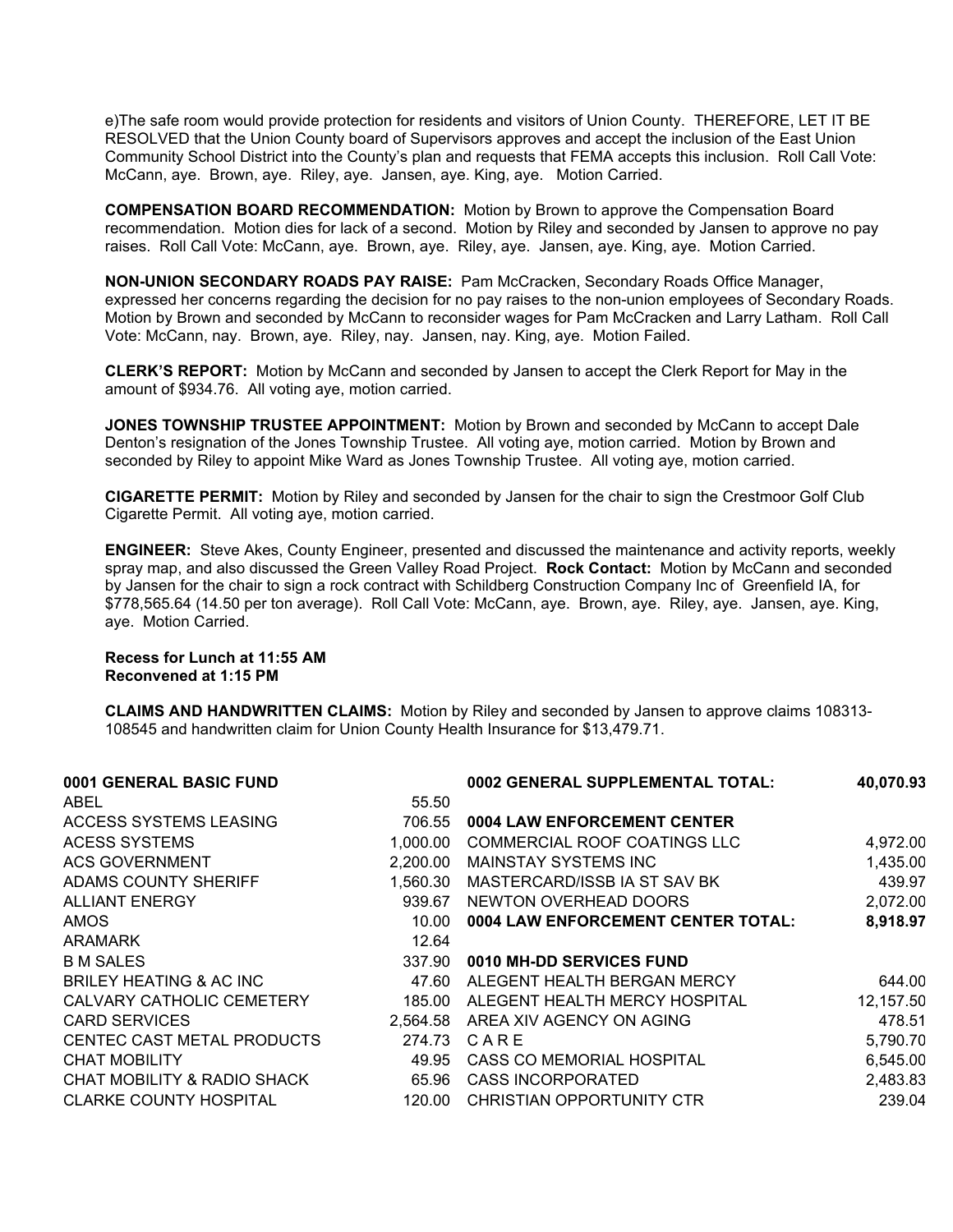e)The safe room would provide protection for residents and visitors of Union County. THEREFORE, LET IT BE RESOLVED that the Union County board of Supervisors approves and accept the inclusion of the East Union Community School District into the County's plan and requests that FEMA accepts this inclusion. Roll Call Vote: McCann, aye. Brown, aye. Riley, aye. Jansen, aye. King, aye. Motion Carried.

**COMPENSATION BOARD RECOMMENDATION:** Motion by Brown to approve the Compensation Board recommendation. Motion dies for lack of a second. Motion by Riley and seconded by Jansen to approve no pay raises. Roll Call Vote: McCann, aye. Brown, aye. Riley, aye. Jansen, aye. King, aye. Motion Carried.

**NON-UNION SECONDARY ROADS PAY RAISE:** Pam McCracken, Secondary Roads Office Manager, expressed her concerns regarding the decision for no pay raises to the non-union employees of Secondary Roads. Motion by Brown and seconded by McCann to reconsider wages for Pam McCracken and Larry Latham. Roll Call Vote: McCann, nay. Brown, aye. Riley, nay. Jansen, nay. King, aye. Motion Failed.

**CLERK'S REPORT:** Motion by McCann and seconded by Jansen to accept the Clerk Report for May in the amount of $934.76. All voting aye, motion carried.

**JONES TOWNSHIP TRUSTEE APPOINTMENT:** Motion by Brown and seconded by McCann to accept Dale Denton's resignation of the Jones Township Trustee. All voting aye, motion carried. Motion by Brown and seconded by Riley to appoint Mike Ward as Jones Township Trustee. All voting aye, motion carried.

**CIGARETTE PERMIT:** Motion by Riley and seconded by Jansen for the chair to sign the Crestmoor Golf Club Cigarette Permit. All voting aye, motion carried.

**ENGINEER:** Steve Akes, County Engineer, presented and discussed the maintenance and activity reports, weekly spray map, and also discussed the Green Valley Road Project. **Rock Contact:** Motion by McCann and seconded by Jansen for the chair to sign a rock contract with Schildberg Construction Company Inc of Greenfield IA, for $778,565.64 (14.50 per ton average). Roll Call Vote: McCann, aye. Brown, aye. Riley, aye. Jansen, aye. King, aye. Motion Carried.

**Recess for Lunch at 11:55 AM**
**Reconvened at 1:15 PM**

**CLAIMS AND HANDWRITTEN CLAIMS:** Motion by Riley and seconded by Jansen to approve claims 108313-108545 and handwritten claim for Union County Health Insurance for $13,479.71.

| **0001 GENERAL BASIC FUND** | |
|---|---|
| ABEL | 55.50 |
| ACCESS SYSTEMS LEASING | 706.55 |
| ACESS SYSTEMS | 1,000.00 |
| ACS GOVERNMENT | 2,200.00 |
| ADAMS COUNTY SHERIFF | 1,560.30 |
| ALLIANT ENERGY | 939.67 |
| AMOS | 10.00 |
| ARAMARK | 12.64 |
| B M SALES | 337.90 |
| BRILEY HEATING & AC INC | 47.60 |
| CALVARY CATHOLIC CEMETERY | 185.00 |
| CARD SERVICES | 2,564.58 |
| CENTEC CAST METAL PRODUCTS | 274.73 |
| CHAT MOBILITY | 49.95 |
| CHAT MOBILITY & RADIO SHACK | 65.96 |
| CLARKE COUNTY HOSPITAL | 120.00 |

| **0002 GENERAL SUPPLEMENTAL TOTAL:** | **40,070.93** |
|---|---|
| **0004 LAW ENFORCEMENT CENTER** | |
| COMMERCIAL ROOF COATINGS LLC | 4,972.00 |
| MAINSTAY SYSTEMS INC | 1,435.00 |
| MASTERCARD/ISSB IA ST SAV BK | 439.97 |
| NEWTON OVERHEAD DOORS | 2,072.00 |
| **0004 LAW ENFORCEMENT CENTER TOTAL:** | **8,918.97** |
| **0010 MH-DD SERVICES FUND** | |
| ALEGENT HEALTH BERGAN MERCY | 644.00 |
| ALEGENT HEALTH MERCY HOSPITAL | 12,157.50 |
| AREA XIV AGENCY ON AGING | 478.51 |
| C A R E | 5,790.70 |
| CASS CO MEMORIAL HOSPITAL | 6,545.00 |
| CASS INCORPORATED | 2,483.83 |
| CHRISTIAN OPPORTUNITY CTR | 239.04 |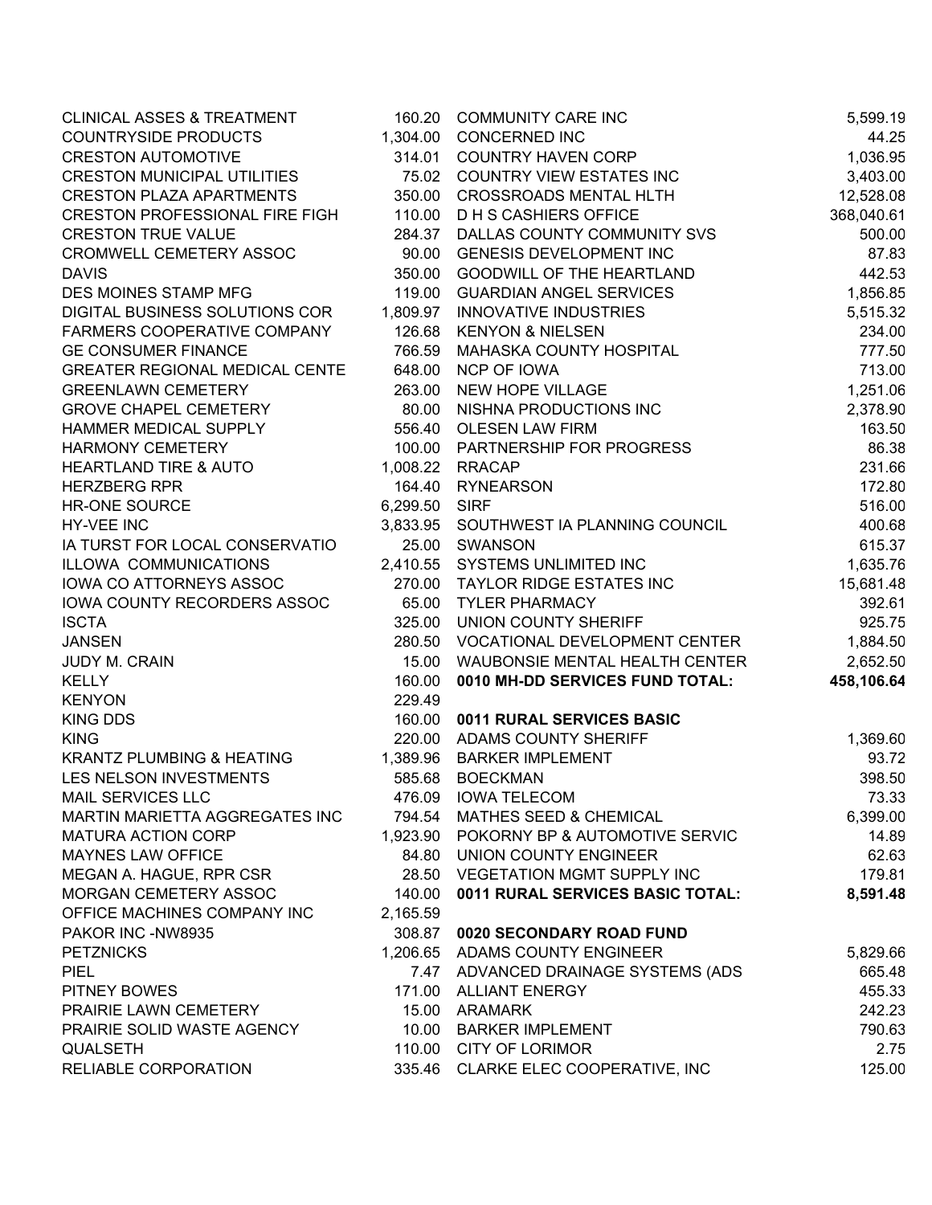| | |
|---|---|
| CLINICAL ASSES & TREATMENT | 160.20 |
| COUNTRYSIDE PRODUCTS | 1,304.00 |
| CRESTON AUTOMOTIVE | 314.01 |
| CRESTON MUNICIPAL UTILITIES | 75.02 |
| CRESTON PLAZA APARTMENTS | 350.00 |
| CRESTON PROFESSIONAL FIRE FIGH | 110.00 |
| CRESTON TRUE VALUE | 284.37 |
| CROMWELL CEMETERY ASSOC | 90.00 |
| DAVIS | 350.00 |
| DES MOINES STAMP MFG | 119.00 |
| DIGITAL BUSINESS SOLUTIONS COR | 1,809.97 |
| FARMERS COOPERATIVE COMPANY | 126.68 |
| GE CONSUMER FINANCE | 766.59 |
| GREATER REGIONAL MEDICAL CENTE | 648.00 |
| GREENLAWN CEMETERY | 263.00 |
| GROVE CHAPEL CEMETERY | 80.00 |
| HAMMER MEDICAL SUPPLY | 556.40 |
| HARMONY CEMETERY | 100.00 |
| HEARTLAND TIRE & AUTO | 1,008.22 |
| HERZBERG RPR | 164.40 |
| HR-ONE SOURCE | 6,299.50 |
| HY-VEE INC | 3,833.95 |
| IA TURST FOR LOCAL CONSERVATIO | 25.00 |
| ILLOWA COMMUNICATIONS | 2,410.55 |
| IOWA CO ATTORNEYS ASSOC | 270.00 |
| IOWA COUNTY RECORDERS ASSOC | 65.00 |
| ISCTA | 325.00 |
| JANSEN | 280.50 |
| JUDY M. CRAIN | 15.00 |
| KELLY | 160.00 |
| KENYON | 229.49 |
| KING DDS | 160.00 |
| KING | 220.00 |
| KRANTZ PLUMBING & HEATING | 1,389.96 |
| LES NELSON INVESTMENTS | 585.68 |
| MAIL SERVICES LLC | 476.09 |
| MARTIN MARIETTA AGGREGATES INC | 794.54 |
| MATURA ACTION CORP | 1,923.90 |
| MAYNES LAW OFFICE | 84.80 |
| MEGAN A. HAGUE, RPR CSR | 28.50 |
| MORGAN CEMETERY ASSOC | 140.00 |
| OFFICE MACHINES COMPANY INC | 2,165.59 |
| PAKOR INC -NW8935 | 308.87 |
| PETZNICKS | 1,206.65 |
| PIEL | 7.47 |
| PITNEY BOWES | 171.00 |
| PRAIRIE LAWN CEMETERY | 15.00 |
| PRAIRIE SOLID WASTE AGENCY | 10.00 |
| QUALSETH | 110.00 |
| RELIABLE CORPORATION | 335.46 |
| COMMUNITY CARE INC | 5,599.19 |
| CONCERNED INC | 44.25 |
| COUNTRY HAVEN CORP | 1,036.95 |
| COUNTRY VIEW ESTATES INC | 3,403.00 |
| CROSSROADS MENTAL HLTH | 12,528.08 |
| D H S CASHIERS OFFICE | 368,040.61 |
| DALLAS COUNTY COMMUNITY SVS | 500.00 |
| GENESIS DEVELOPMENT INC | 87.83 |
| GOODWILL OF THE HEARTLAND | 442.53 |
| GUARDIAN ANGEL SERVICES | 1,856.85 |
| INNOVATIVE INDUSTRIES | 5,515.32 |
| KENYON & NIELSEN | 234.00 |
| MAHASKA COUNTY HOSPITAL | 777.50 |
| NCP OF IOWA | 713.00 |
| NEW HOPE VILLAGE | 1,251.06 |
| NISHNA PRODUCTIONS INC | 2,378.90 |
| OLESEN LAW FIRM | 163.50 |
| PARTNERSHIP FOR PROGRESS | 86.38 |
| RRACAP | 231.66 |
| RYNEARSON | 172.80 |
| SIRF | 516.00 |
| SOUTHWEST IA PLANNING COUNCIL | 400.68 |
| SWANSON | 615.37 |
| SYSTEMS UNLIMITED INC | 1,635.76 |
| TAYLOR RIDGE ESTATES INC | 15,681.48 |
| TYLER PHARMACY | 392.61 |
| UNION COUNTY SHERIFF | 925.75 |
| VOCATIONAL DEVELOPMENT CENTER | 1,884.50 |
| WAUBONSIE MENTAL HEALTH CENTER | 2,652.50 |
| **0010 MH-DD SERVICES FUND TOTAL:** | **458,106.64** |

**0011 RURAL SERVICES BASIC**

| | |
|---|---|
| ADAMS COUNTY SHERIFF | 1,369.60 |
| BARKER IMPLEMENT | 93.72 |
| BOECKMAN | 398.50 |
| IOWA TELECOM | 73.33 |
| MATHES SEED & CHEMICAL | 6,399.00 |
| POKORNY BP & AUTOMOTIVE SERVIC | 14.89 |
| UNION COUNTY ENGINEER | 62.63 |
| VEGETATION MGMT SUPPLY INC | 179.81 |
| **0011 RURAL SERVICES BASIC TOTAL:** | **8,591.48** |

**0020 SECONDARY ROAD FUND**

| | |
|---|---|
| ADAMS COUNTY ENGINEER | 5,829.66 |
| ADVANCED DRAINAGE SYSTEMS (ADS | 665.48 |
| ALLIANT ENERGY | 455.33 |
| ARAMARK | 242.23 |
| BARKER IMPLEMENT | 790.63 |
| CITY OF LORIMOR | 2.75 |
| CLARKE ELEC COOPERATIVE, INC | 125.00 |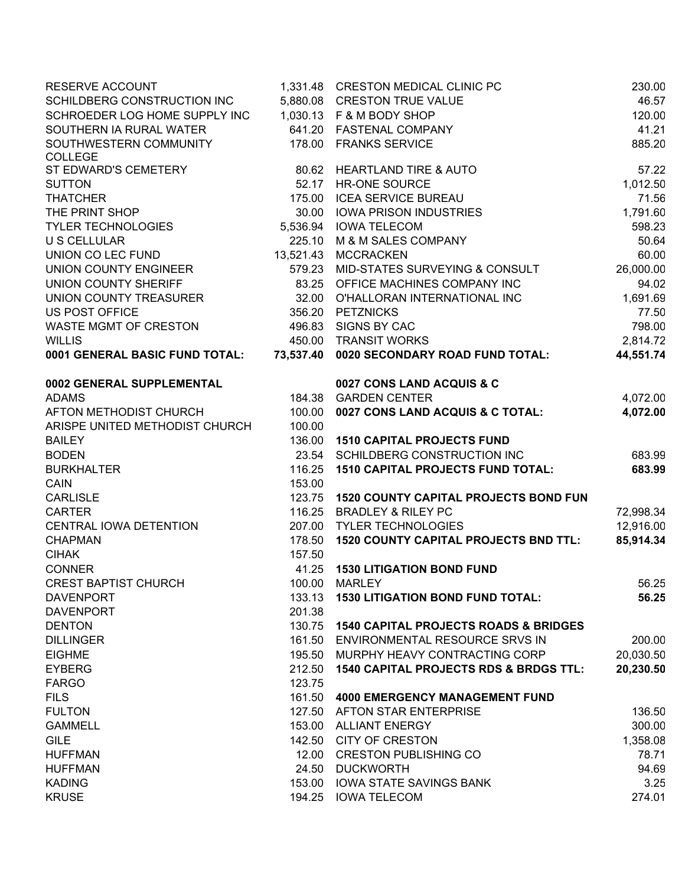| | |
|---|---|
| RESERVE ACCOUNT | 1,331.48 |
| SCHILDBERG CONSTRUCTION INC | 5,880.08 |
| SCHROEDER LOG HOME SUPPLY INC | 1,030.13 |
| SOUTHERN IA RURAL WATER | 641.20 |
| SOUTHWESTERN COMMUNITY COLLEGE | 178.00 |
| ST EDWARD'S CEMETERY | 80.62 |
| SUTTON | 52.17 |
| THATCHER | 175.00 |
| THE PRINT SHOP | 30.00 |
| TYLER TECHNOLOGIES | 5,536.94 |
| U S CELLULAR | 225.10 |
| UNION CO LEC FUND | 13,521.43 |
| UNION COUNTY ENGINEER | 579.23 |
| UNION COUNTY SHERIFF | 83.25 |
| UNION COUNTY TREASURER | 32.00 |
| US POST OFFICE | 356.20 |
| WASTE MGMT OF CRESTON | 496.83 |
| WILLIS | 450.00 |
| **0001 GENERAL BASIC FUND TOTAL:** | **73,537.40** |

**0002 GENERAL SUPPLEMENTAL**

| | |
|---|---|
| ADAMS | 184.38 |
| AFTON METHODIST CHURCH | 100.00 |
| ARISPE UNITED METHODIST CHURCH | 100.00 |
| BAILEY | 136.00 |
| BODEN | 23.54 |
| BURKHALTER | 116.25 |
| CAIN | 153.00 |
| CARLISLE | 123.75 |
| CARTER | 116.25 |
| CENTRAL IOWA DETENTION | 207.00 |
| CHAPMAN | 178.50 |
| CIHAK | 157.50 |
| CONNER | 41.25 |
| CREST BAPTIST CHURCH | 100.00 |
| DAVENPORT | 133.13 |
| DAVENPORT | 201.38 |
| DENTON | 130.75 |
| DILLINGER | 161.50 |
| EIGHME | 195.50 |
| EYBERG | 212.50 |
| FARGO | 123.75 |
| FILS | 161.50 |
| FULTON | 127.50 |
| GAMMELL | 153.00 |
| GILE | 142.50 |
| HUFFMAN | 12.00 |
| HUFFMAN | 24.50 |
| KADING | 153.00 |
| KRUSE | 194.25 |

| | |
|---|---|
| CRESTON MEDICAL CLINIC PC | 230.00 |
| CRESTON TRUE VALUE | 46.57 |
| F & M BODY SHOP | 120.00 |
| FASTENAL COMPANY | 41.21 |
| FRANKS SERVICE | 885.20 |
| HEARTLAND TIRE & AUTO | 57.22 |
| HR-ONE SOURCE | 1,012.50 |
| ICEA SERVICE BUREAU | 71.56 |
| IOWA PRISON INDUSTRIES | 1,791.60 |
| IOWA TELECOM | 598.23 |
| M & M SALES COMPANY | 50.64 |
| MCCRACKEN | 60.00 |
| MID-STATES SURVEYING & CONSULT | 26,000.00 |
| OFFICE MACHINES COMPANY INC | 94.02 |
| O'HALLORAN INTERNATIONAL INC | 1,691.69 |
| PETZNICKS | 77.50 |
| SIGNS BY CAC | 798.00 |
| TRANSIT WORKS | 2,814.72 |
| **0020 SECONDARY ROAD FUND TOTAL:** | **44,551.74** |

**0027 CONS LAND ACQUIS & C**

| | |
|---|---|
| GARDEN CENTER | 4,072.00 |
| **0027 CONS LAND ACQUIS & C TOTAL:** | **4,072.00** |

**1510 CAPITAL PROJECTS FUND**

| | |
|---|---|
| SCHILDBERG CONSTRUCTION INC | 683.99 |
| **1510 CAPITAL PROJECTS FUND TOTAL:** | **683.99** |

**1520 COUNTY CAPITAL PROJECTS BOND FUN**

| | |
|---|---|
| BRADLEY & RILEY PC | 72,998.34 |
| TYLER TECHNOLOGIES | 12,916.00 |
| **1520 COUNTY CAPITAL PROJECTS BND TTL:** | **85,914.34** |

**1530 LITIGATION BOND FUND**

| | |
|---|---|
| MARLEY | 56.25 |
| **1530 LITIGATION BOND FUND TOTAL:** | **56.25** |

**1540 CAPITAL PROJECTS ROADS & BRIDGES**

| | |
|---|---|
| ENVIRONMENTAL RESOURCE SRVS IN | 200.00 |
| MURPHY HEAVY CONTRACTING CORP | 20,030.50 |
| **1540 CAPITAL PROJECTS RDS & BRDGS TTL:** | **20,230.50** |

**4000 EMERGENCY MANAGEMENT FUND**

| | |
|---|---|
| AFTON STAR ENTERPRISE | 136.50 |
| ALLIANT ENERGY | 300.00 |
| CITY OF CRESTON | 1,358.08 |
| CRESTON PUBLISHING CO | 78.71 |
| DUCKWORTH | 94.69 |
| IOWA STATE SAVINGS BANK | 3.25 |
| IOWA TELECOM | 274.01 |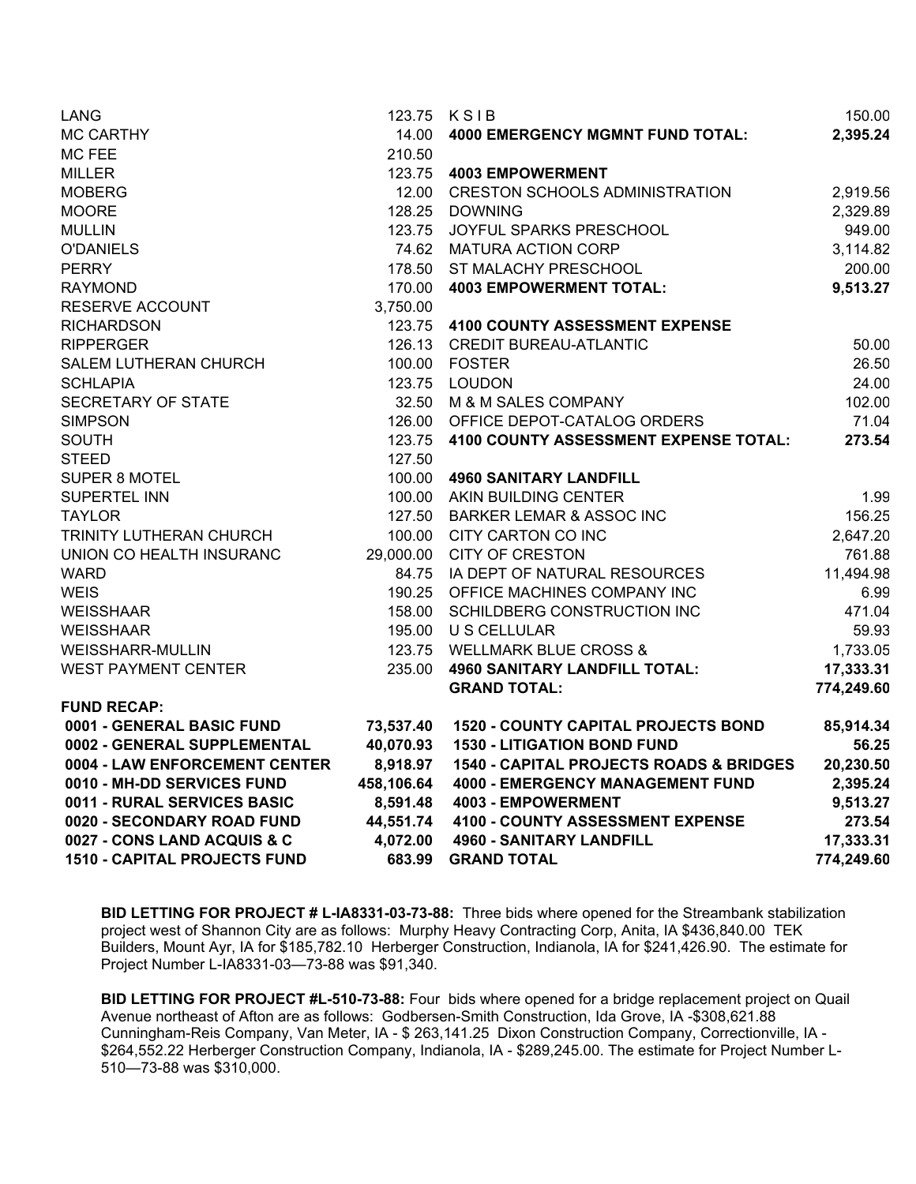| | |
|---|---|
| LANG | 123.75 |
| MC CARTHY | 14.00 |
| MC FEE | 210.50 |
| MILLER | 123.75 |
| MOBERG | 12.00 |
| MOORE | 128.25 |
| MULLIN | 123.75 |
| O'DANIELS | 74.62 |
| PERRY | 178.50 |
| RAYMOND | 170.00 |
| RESERVE ACCOUNT | 3,750.00 |
| RICHARDSON | 123.75 |
| RIPPERGER | 126.13 |
| SALEM LUTHERAN CHURCH | 100.00 |
| SCHLAPIA | 123.75 |
| SECRETARY OF STATE | 32.50 |
| SIMPSON | 126.00 |
| SOUTH | 123.75 |
| STEED | 127.50 |
| SUPER 8 MOTEL | 100.00 |
| SUPERTEL INN | 100.00 |
| TAYLOR | 127.50 |
| TRINITY LUTHERAN CHURCH | 100.00 |
| UNION CO HEALTH INSURANC | 29,000.00 |
| WARD | 84.75 |
| WEIS | 190.25 |
| WEISSHAAR | 158.00 |
| WEISSHAAR | 195.00 |
| WEISSHARR-MULLIN | 123.75 |
| WEST PAYMENT CENTER | 235.00 |

| | |
|---|---|
| K S I B | 150.00 |
| **4000 EMERGENCY MGMNT FUND TOTAL:** | **2,395.24** |
| | |
| **4003 EMPOWERMENT** | |
| CRESTON SCHOOLS ADMINISTRATION | 2,919.56 |
| DOWNING | 2,329.89 |
| JOYFUL SPARKS PRESCHOOL | 949.00 |
| MATURA ACTION CORP | 3,114.82 |
| ST MALACHY PRESCHOOL | 200.00 |
| **4003 EMPOWERMENT TOTAL:** | **9,513.27** |
| | |
| **4100 COUNTY ASSESSMENT EXPENSE** | |
| CREDIT BUREAU-ATLANTIC | 50.00 |
| FOSTER | 26.50 |
| LOUDON | 24.00 |
| M & M SALES COMPANY | 102.00 |
| OFFICE DEPOT-CATALOG ORDERS | 71.04 |
| **4100 COUNTY ASSESSMENT EXPENSE TOTAL:** | **273.54** |
| | |
| **4960 SANITARY LANDFILL** | |
| AKIN BUILDING CENTER | 1.99 |
| BARKER LEMAR & ASSOC INC | 156.25 |
| CITY CARTON CO INC | 2,647.20 |
| CITY OF CRESTON | 761.88 |
| IA DEPT OF NATURAL RESOURCES | 11,494.98 |
| OFFICE MACHINES COMPANY INC | 6.99 |
| SCHILDBERG CONSTRUCTION INC | 471.04 |
| U S CELLULAR | 59.93 |
| WELLMARK BLUE CROSS & | 1,733.05 |
| **4960 SANITARY LANDFILL TOTAL:** | **17,333.31** |
| **GRAND TOTAL:** | **774,249.60** |

**FUND RECAP:**

| | | | |
|---|---|---|---|
| **0001 - GENERAL BASIC FUND** | **73,537.40** | **1520 - COUNTY CAPITAL PROJECTS BOND** | **85,914.34** |
| **0002 - GENERAL SUPPLEMENTAL** | **40,070.93** | **1530 - LITIGATION BOND FUND** | **56.25** |
| **0004 - LAW ENFORCEMENT CENTER** | **8,918.97** | **1540 - CAPITAL PROJECTS ROADS & BRIDGES** | **20,230.50** |
| **0010 - MH-DD SERVICES FUND** | **458,106.64** | **4000 - EMERGENCY MANAGEMENT FUND** | **2,395.24** |
| **0011 - RURAL SERVICES BASIC** | **8,591.48** | **4003 - EMPOWERMENT** | **9,513.27** |
| **0020 - SECONDARY ROAD FUND** | **44,551.74** | **4100 - COUNTY ASSESSMENT EXPENSE** | **273.54** |
| **0027 - CONS LAND ACQUIS & C** | **4,072.00** | **4960 - SANITARY LANDFILL** | **17,333.31** |
| **1510 - CAPITAL PROJECTS FUND** | **683.99** | **GRAND TOTAL** | **774,249.60** |

**BID LETTING FOR PROJECT # L-IA8331-03-73-88:** Three bids where opened for the Streambank stabilization project west of Shannon City are as follows: Murphy Heavy Contracting Corp, Anita, IA $436,840.00 TEK Builders, Mount Ayr, IA for $185,782.10 Herberger Construction, Indianola, IA for $241,426.90. The estimate for Project Number L-IA8331-03—73-88 was $91,340.

**BID LETTING FOR PROJECT #L-510-73-88:** Four bids where opened for a bridge replacement project on Quail Avenue northeast of Afton are as follows: Godbersen-Smith Construction, Ida Grove, IA -$308,621.88 Cunningham-Reis Company, Van Meter, IA - $ 263,141.25 Dixon Construction Company, Correctionville, IA - $264,552.22 Herberger Construction Company, Indianola, IA - $289,245.00. The estimate for Project Number L-510—73-88 was $310,000.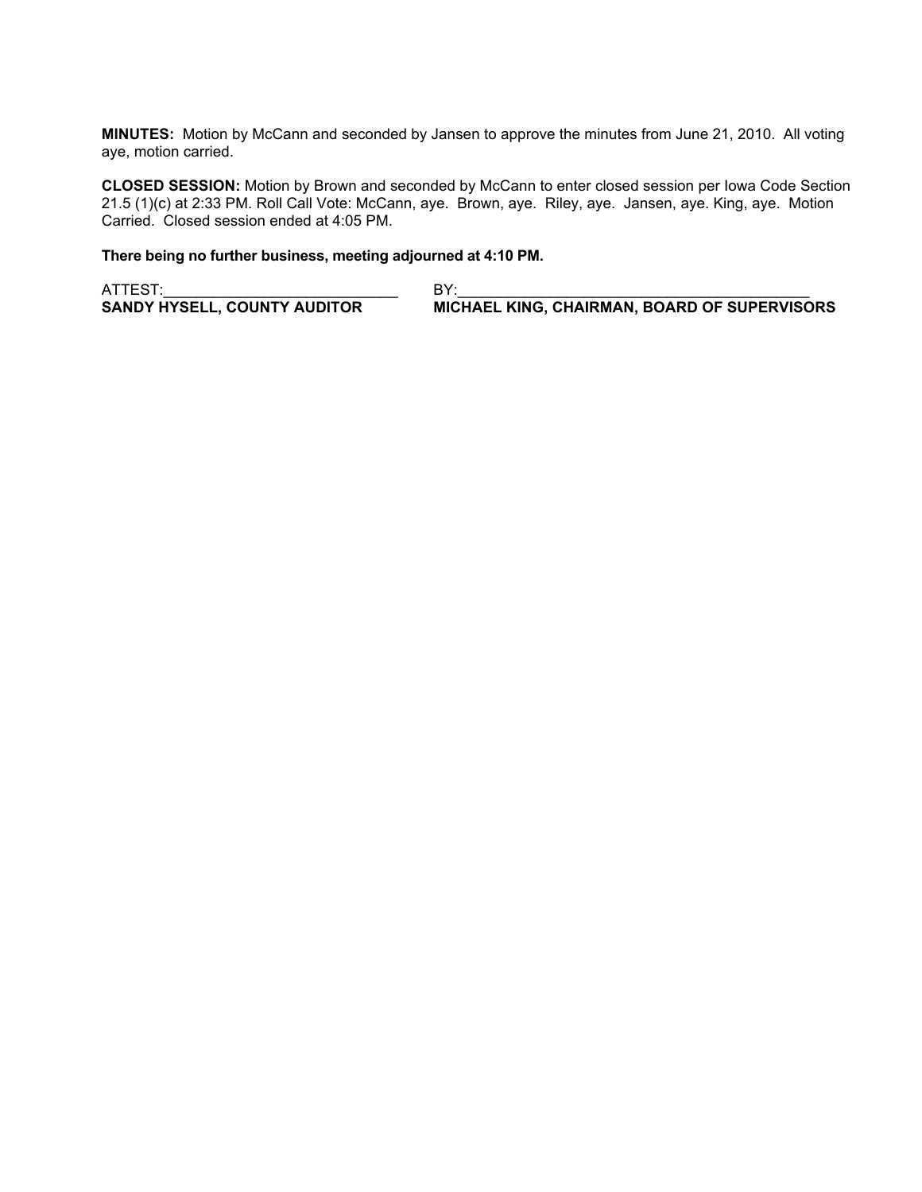**MINUTES:** Motion by McCann and seconded by Jansen to approve the minutes from June 21, 2010. All voting aye, motion carried.

**CLOSED SESSION:** Motion by Brown and seconded by McCann to enter closed session per Iowa Code Section 21.5 (1)(c) at 2:33 PM. Roll Call Vote: McCann, aye. Brown, aye. Riley, aye. Jansen, aye. King, aye. Motion Carried. Closed session ended at 4:05 PM.

**There being no further business, meeting adjourned at 4:10 PM.**

| | |
|---|---|
| ATTEST:_____________________________ | BY:___________________________________________ |
| **SANDY HYSELL, COUNTY AUDITOR** | **MICHAEL KING, CHAIRMAN, BOARD OF SUPERVISORS** |